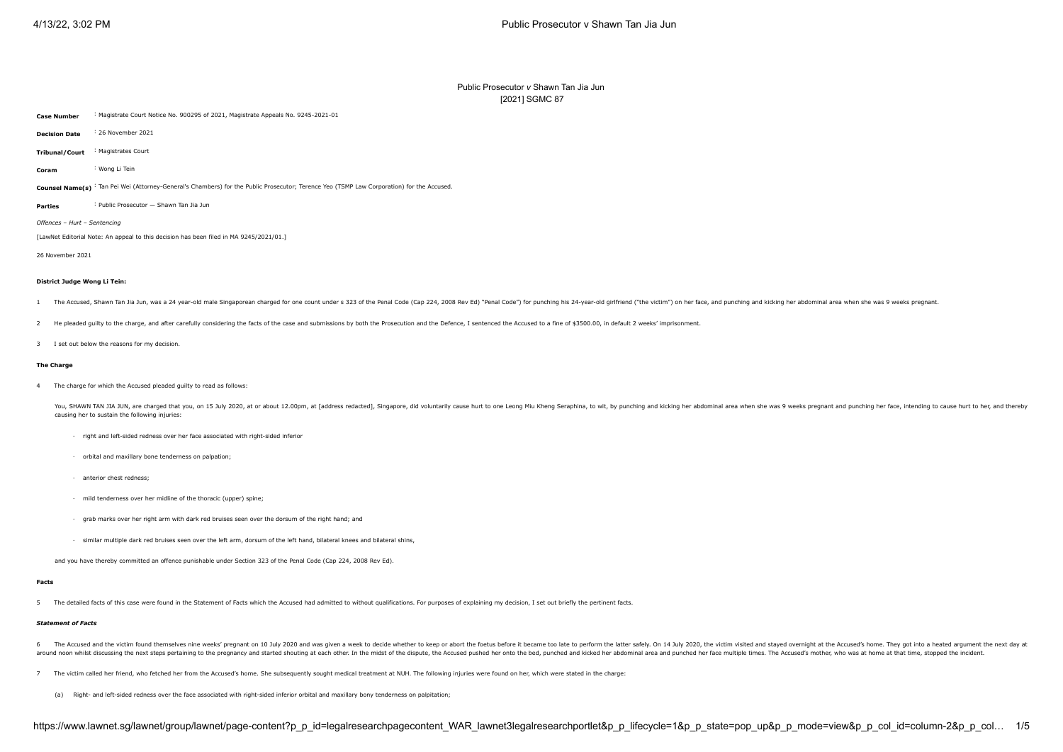Public Prosecutor *v* Shawn Tan Jia Jun
[2021] SGMC 87

| | |
|---|---|
| **Case Number** | : Magistrate Court Notice No. 900295 of 2021, Magistrate Appeals No. 9245-2021-01 |
| **Decision Date** | : 26 November 2021 |
| **Tribunal/Court** | : Magistrates Court |
| **Coram** | : Wong Li Tein |
| **Counsel Name(s)** | : Tan Pei Wei (Attorney-General's Chambers) for the Public Prosecutor; Terence Yeo (TSMP Law Corporation) for the Accused. |
| **Parties** | : Public Prosecutor — Shawn Tan Jia Jun |

*Offences – Hurt – Sentencing*

[LawNet Editorial Note: An appeal to this decision has been filed in MA 9245/2021/01.]

26 November 2021

#### District Judge Wong Li Tein:

1 The Accused, Shawn Tan Jia Jun, was a 24 year-old male Singaporean charged for one count under s 323 of the Penal Code (Cap 224, 2008 Rev Ed) "Penal Code") for punching his 24-year-old girlfriend ("the victim") on her face, and punching and kicking her abdominal area when she was 9 weeks pregnant.

2 He pleaded guilty to the charge, and after carefully considering the facts of the case and submissions by both the Prosecution and the Defence, I sentenced the Accused to a fine of $3500.00, in default 2 weeks' imprisonment.

3 I set out below the reasons for my decision.

#### The Charge

4 The charge for which the Accused pleaded guilty to read as follows:

> You, SHAWN TAN JIA JUN, are charged that you, on 15 July 2020, at or about 12.00pm, at [address redacted], Singapore, did voluntarily cause hurt to one Leong Miu Kheng Seraphina, to wit, by punching and kicking her abdominal area when she was 9 weeks pregnant and punching her face, intending to cause hurt to her, and thereby causing her to sustain the following injuries:
>
> - right and left-sided redness over her face associated with right-sided inferior
> - orbital and maxillary bone tenderness on palpation;
> - anterior chest redness;
> - mild tenderness over her midline of the thoracic (upper) spine;
> - grab marks over her right arm with dark red bruises seen over the dorsum of the right hand; and
> - similar multiple dark red bruises seen over the left arm, dorsum of the left hand, bilateral knees and bilateral shins,
>
> and you have thereby committed an offence punishable under Section 323 of the Penal Code (Cap 224, 2008 Rev Ed).

#### Facts

5 The detailed facts of this case were found in the Statement of Facts which the Accused had admitted to without qualifications. For purposes of explaining my decision, I set out briefly the pertinent facts.

##### *Statement of Facts*

6 The Accused and the victim found themselves nine weeks' pregnant on 10 July 2020 and was given a week to decide whether to keep or abort the foetus before it became too late to perform the latter safely. On 14 July 2020, the victim visited and stayed overnight at the Accused's home. They got into a heated argument the next day at around noon whilst discussing the next steps pertaining to the pregnancy and started shouting at each other. In the midst of the dispute, the Accused pushed her onto the bed, punched and kicked her abdominal area and punched her face multiple times. The Accused's mother, who was at home at that time, stopped the incident.

7 The victim called her friend, who fetched her from the Accused's home. She subsequently sought medical treatment at NUH. The following injuries were found on her, which were stated in the charge:

(a) Right- and left-sided redness over the face associated with right-sided inferior orbital and maxillary bony tenderness on palpitation;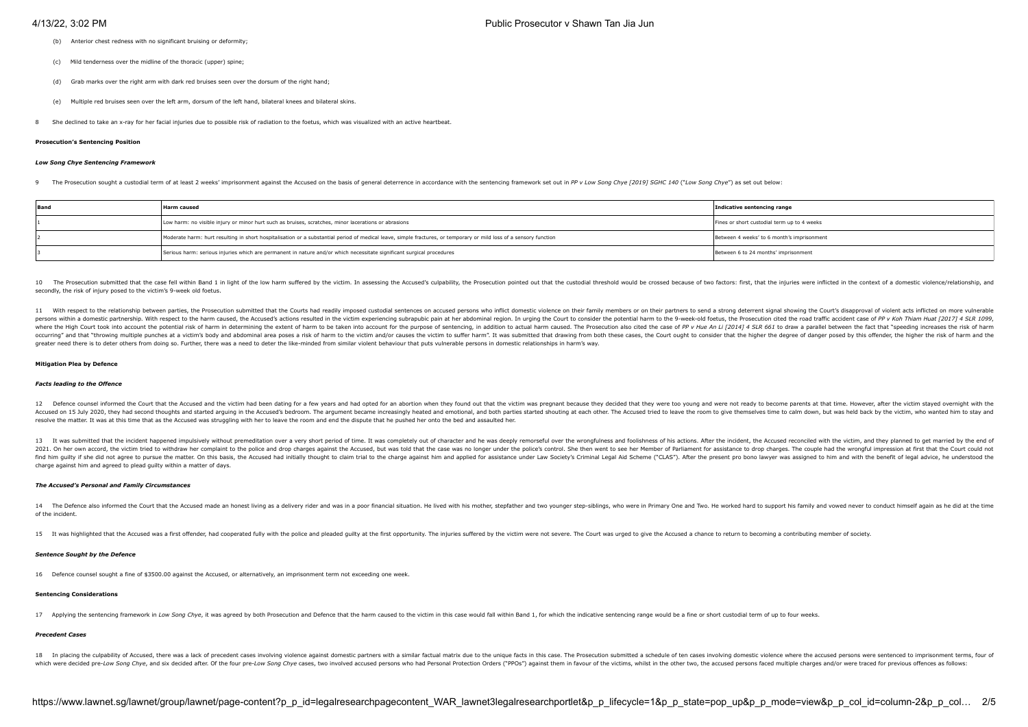(b) Anterior chest redness with no significant bruising or deformity;

(c) Mild tenderness over the midline of the thoracic (upper) spine;

(d) Grab marks over the right arm with dark red bruises seen over the dorsum of the right hand;

(e) Multiple red bruises seen over the left arm, dorsum of the left hand, bilateral knees and bilateral skins.

8 She declined to take an x-ray for her facial injuries due to possible risk of radiation to the foetus, which was visualized with an active heartbeat.

**Prosecution's Sentencing Position**

***Low Song Chye Sentencing Framework***

9 The Prosecution sought a custodial term of at least 2 weeks' imprisonment against the Accused on the basis of general deterrence in accordance with the sentencing framework set out in *PP v Low Song Chye [2019] SGHC 140* ("*Low Song Chye*") as set out below:

| Band | Harm caused | Indicative sentencing range |
|---|---|---|
| 1 | Low harm: no visible injury or minor hurt such as bruises, scratches, minor lacerations or abrasions | Fines or short custodial term up to 4 weeks |
| 2 | Moderate harm: hurt resulting in short hospitalisation or a substantial period of medical leave, simple fractures, or temporary or mild loss of a sensory function | Between 4 weeks' to 6 month's imprisonment |
| 3 | Serious harm: serious injuries which are permanent in nature and/or which necessitate significant surgical procedures | Between 6 to 24 months' imprisonment |

10 The Prosecution submitted that the case fell within Band 1 in light of the low harm suffered by the victim. In assessing the Accused's culpability, the Prosecution pointed out that the custodial threshold would be crossed because of two factors: first, that the injuries were inflicted in the context of a domestic violence/relationship, and secondly, the risk of injury posed to the victim's 9-week old foetus.

11 With respect to the relationship between parties, the Prosecution submitted that the Courts had readily imposed custodial sentences on accused persons who inflict domestic violence on their family members or on their partners to send a strong deterrent signal showing the Court's disapproval of violent acts inflicted on more vulnerable persons within a domestic partnership. With respect to the harm caused, the Accused's actions resulted in the victim experiencing subrapubic pain at her abdominal region. In urging the Court to consider the potential harm to the 9-week-old foetus, the Prosecution cited the road traffic accident case of *PP v Koh Thiam Huat [2017] 4 SLR 1099*, where the High Court took into account the potential risk of harm in determining the extent of harm to be taken into account for the purpose of sentencing, in addition to actual harm caused. The Prosecution also cited the case of *PP v Hue An Li [2014] 4 SLR 661* to draw a parallel between the fact that "speeding increases the risk of harm occurring" and that "throwing multiple punches at a victim's body and abdominal area poses a risk of harm to the victim and/or causes the victim to suffer harm". It was submitted that drawing from both these cases, the Court ought to consider that the higher the degree of danger posed by this offender, the higher the risk of harm and the greater need there is to deter them from doing so. Further, there was a need to deter the like-minded from similar violent behaviour that puts vulnerable persons in domestic relationships in harm's way.

**Mitigation Plea by Defence**

***Facts leading to the Offence***

12 Defence counsel informed the Court that the Accused and the victim had been dating for a few years and had opted for an abortion when they found out that the victim was pregnant because they decided that they were too young and were not ready to become parents at that time. However, after the victim stayed overnight with the Accused on 15 July 2020, they had second thoughts and started arguing in the Accused's bedroom. The argument became increasingly heated and emotional, and both parties started shouting at each other. The Accused tried to leave the room to give themselves time to calm down, but was held back by the victim, who wanted him to stay and resolve the matter. It was at this time that as the Accused was struggling with her to leave the room and end the dispute that he pushed her onto the bed and assaulted her.

13 It was submitted that the incident happened impulsively without premeditation over a very short period of time. It was completely out of character and he was deeply remorseful over the wrongfulness and foolishness of his actions. After the incident, the Accused reconciled with the victim, and they planned to get married by the end of 2021. On her own accord, the victim tried to withdraw her complaint to the police and drop charges against the Accused, but was told that the case was no longer under the police's control. She then went to see her Member of Parliament for assistance to drop charges. The couple had the wrongful impression at first that the Court could not find him guilty if she did not agree to pursue the matter. On this basis, the Accused had initially thought to claim trial to the charge against him and applied for assistance under Law Society's Criminal Legal Aid Scheme ("CLAS"). After the present pro bono lawyer was assigned to him and with the benefit of legal advice, he understood the charge against him and agreed to plead guilty within a matter of days.

***The Accused's Personal and Family Circumstances***

14 The Defence also informed the Court that the Accused made an honest living as a delivery rider and was in a poor financial situation. He lived with his mother, stepfather and two younger step-siblings, who were in Primary One and Two. He worked hard to support his family and vowed never to conduct himself again as he did at the time of the incident.

15 It was highlighted that the Accused was a first offender, had cooperated fully with the police and pleaded guilty at the first opportunity. The injuries suffered by the victim were not severe. The Court was urged to give the Accused a chance to return to becoming a contributing member of society.

***Sentence Sought by the Defence***

16 Defence counsel sought a fine of $3500.00 against the Accused, or alternatively, an imprisonment term not exceeding one week.

**Sentencing Considerations**

17 Applying the sentencing framework in *Low Song Chye*, it was agreed by both Prosecution and Defence that the harm caused to the victim in this case would fall within Band 1, for which the indicative sentencing range would be a fine or short custodial term of up to four weeks.

***Precedent Cases***

18 In placing the culpability of Accused, there was a lack of precedent cases involving violence against domestic partners with a similar factual matrix due to the unique facts in this case. The Prosecution submitted a schedule of ten cases involving domestic violence where the accused persons were sentenced to imprisonment terms, four of which were decided pre-*Low Song Chye*, and six decided after. Of the four pre-*Low Song Chye* cases, two involved accused persons who had Personal Protection Orders ("PPOs") against them in favour of the victims, whilst in the other two, the accused persons faced multiple charges and/or were traced for previous offences as follows: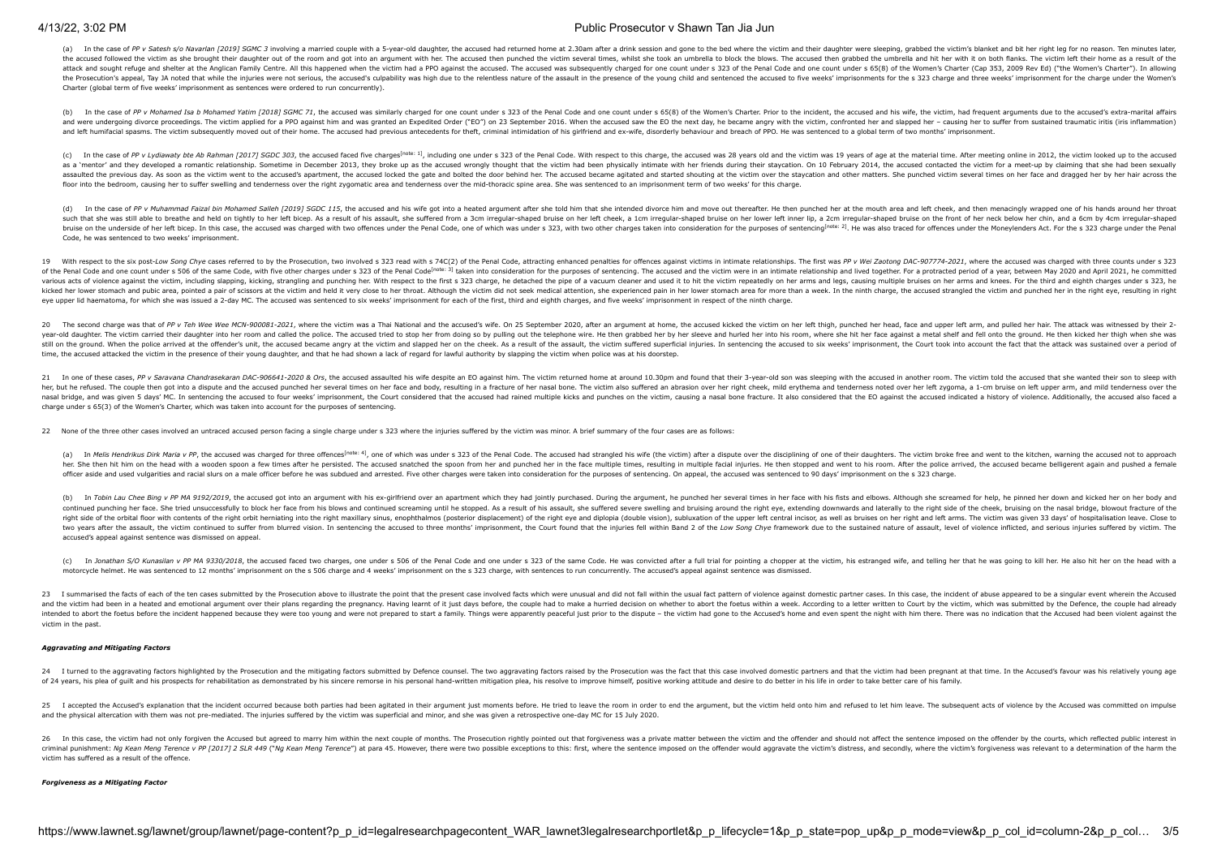(a) In the case of *PP v Satesh s/o Navarlan [2019] SGMC 3* involving a married couple with a 5-year-old daughter, the accused had returned home at 2.30am after a drink session and gone to the bed where the victim and their daughter were sleeping, grabbed the victim's blanket and bit her right leg for no reason. Ten minutes later, the accused followed the victim as she brought their daughter out of the room and got into an argument with her. The accused then punched the victim several times, whilst she took an umbrella to block the blows. The accused then grabbed the umbrella and hit her with it on both flanks. The victim left their home as a result of the attack and sought refuge and shelter at the Anglican Family Centre. All this happened when the victim had a PPO against the accused. The accused was subsequently charged for one count under s 323 of the Penal Code and one count under s 65(8) of the Women's Charter (Cap 353, 2009 Rev Ed) ("the Women's Charter"). In allowing the Prosecution's appeal, Tay JA noted that while the injuries were not serious, the accused's culpability was high due to the relentless nature of the assault in the presence of the young child and sentenced the accused to five weeks' imprisonments for the s 323 charge and three weeks' imprisonment for the charge under the Women's Charter (global term of five weeks' imprisonment as sentences were ordered to run concurrently).

(b) In the case of *PP v Mohamed Isa b Mohamed Yatim [2018] SGMC 71*, the accused was similarly charged for one count under s 323 of the Penal Code and one count under s 65(8) of the Women's Charter. Prior to the incident, the accused and his wife, the victim, had frequent arguments due to the accused's extra-marital affairs and were undergoing divorce proceedings. The victim applied for a PPO against him and was granted an Expedited Order ("EO") on 23 September 2016. When the accused saw the EO the next day, he became angry with the victim, confronted her and slapped her – causing her to suffer from sustained traumatic iritis (iris inflammation) and left humifacial spasms. The victim subsequently moved out of their home. The accused had previous antecedents for theft, criminal intimidation of his girlfriend and ex-wife, disorderly behaviour and breach of PPO. He was sentenced to a global term of two months' imprisonment.

(c) In the case of *PP v Lydiawaty bte Ab Rahman [2017] SGDC 303*, the accused faced five charges[note: 1], including one under s 323 of the Penal Code. With respect to this charge, the accused was 28 years old and the victim was 19 years of age at the material time. After meeting online in 2012, the victim looked up to the accused as a 'mentor' and they developed a romantic relationship. Sometime in December 2013, they broke up as the accused wrongly thought that the victim had been physically intimate with her friends during their staycation. On 10 February 2014, the accused contacted the victim for a meet-up by claiming that she had been sexually assaulted the previous day. As soon as the victim went to the accused's apartment, the accused locked the gate and bolted the door behind her. The accused became agitated and started shouting at the victim over the staycation and other matters. She punched victim several times on her face and dragged her by her hair across the floor into the bedroom, causing her to suffer swelling and tenderness over the right zygomatic area and tenderness over the mid-thoracic spine area. She was sentenced to an imprisonment term of two weeks' for this charge.

(d) In the case of *PP v Muhammad Faizal bin Mohamed Salleh [2019] SGDC 115*, the accused and his wife got into a heated argument after she told him that she intended divorce him and move out thereafter. He then punched her at the mouth area and left cheek, and then menacingly wrapped one of his hands around her throat such that she was still able to breathe and held on tightly to her left bicep. As a result of his assault, she suffered from a 3cm irregular-shaped bruise on her left cheek, a 1cm irregular-shaped bruise on her lower left inner lip, a 2cm irregular-shaped bruise on the front of her neck below her chin, and a 6cm by 4cm irregular-shaped bruise on the underside of her left bicep. In this case, the accused was charged with two offences under the Penal Code, one of which was under s 323, with two other charges taken into consideration for the purposes of sentencing[note: 2]. He was also traced for offences under the Moneylenders Act. For the s 323 charge under the Penal Code, he was sentenced to two weeks' imprisonment.

19 With respect to the six post-*Low Song Chye* cases referred to by the Prosecution, two involved s 323 read with s 74C(2) of the Penal Code, attracting enhanced penalties for offences against victims in intimate relationships. The first was *PP v Wei Zaotong DAC-907774-2021*, where the accused was charged with three counts under s 323 of the Penal Code and one count under s 506 of the same Code, with five other charges under s 323 of the Penal Code[note: 3] taken into consideration for the purposes of sentencing. The accused and the victim were in an intimate relationship and lived together. For a protracted period of a year, between May 2020 and April 2021, he committed various acts of violence against the victim, including slapping, kicking, strangling and punching her. With respect to the first s 323 charge, he detached the pipe of a vacuum cleaner and used it to hit the victim repeatedly on her arms and legs, causing multiple bruises on her arms and knees. For the third and eighth charges under s 323, he kicked her lower stomach and pubic area, pointed a pair of scissors at the victim and held it very close to her throat. Although the victim did not seek medical attention, she experienced pain in her lower stomach area for more than a week. In the ninth charge, the accused strangled the victim and punched her in the right eye, resulting in right eye upper lid haematoma, for which she was issued a 2-day MC. The accused was sentenced to six weeks' imprisonment for each of the first, third and eighth charges, and five weeks' imprisonment in respect of the ninth charge.

20 The second charge was that of *PP v Teh Wee Wee MCN-900081-2021*, where the victim was a Thai National and the accused's wife. On 25 September 2020, after an argument at home, the accused kicked the victim on her left thigh, punched her head, face and upper left arm, and pulled her hair. The attack was witnessed by their 2-year-old daughter. The victim carried their daughter into her room and called the police. The accused tried to stop her from doing so by pulling out the telephone wire. He then grabbed her by her sleeve and hurled her into his room, where she hit her face against a metal shelf and fell onto the ground. He then kicked her thigh when she was still on the ground. When the police arrived at the offender's unit, the accused became angry at the victim and slapped her on the cheek. As a result of the assault, the victim suffered superficial injuries. In sentencing the accused to six weeks' imprisonment, the Court took into account the fact that the attack was sustained over a period of time, the accused attacked the victim in the presence of their young daughter, and that he had shown a lack of regard for lawful authority by slapping the victim when police was at his doorstep.

21 In one of these cases, *PP v Saravana Chandrasekaran DAC-906641-2020 & Ors*, the accused assaulted his wife despite an EO against him. The victim returned home at around 10.30pm and found that their 3-year-old son was sleeping with the accused in another room. The victim told the accused that she wanted their son to sleep with her, but he refused. The couple then got into a dispute and the accused punched her several times on her face and body, resulting in a fracture of her nasal bone. The victim also suffered an abrasion over her right cheek, mild erythema and tenderness noted over her left zygoma, a 1-cm bruise on left upper arm, and mild tenderness over the nasal bridge, and was given 5 days' MC. In sentencing the accused to four weeks' imprisonment, the Court considered that the accused had rained multiple kicks and punches on the victim, causing a nasal bone fracture. It also considered that the EO against the accused indicated a history of violence. Additionally, the accused also faced a charge under s 65(3) of the Women's Charter, which was taken into account for the purposes of sentencing.

22 None of the three other cases involved an untraced accused person facing a single charge under s 323 where the injuries suffered by the victim was minor. A brief summary of the four cases are as follows:

(a) In *Melis Hendrikus Dirk Maria v PP*, the accused was charged for three offences[note: 4], one of which was under s 323 of the Penal Code. The accused had strangled his wife (the victim) after a dispute over the disciplining of one of their daughters. The victim broke free and went to the kitchen, warning the accused not to approach her. She then hit him on the head with a wooden spoon a few times after he persisted. The accused snatched the spoon from her and punched her in the face multiple times, resulting in multiple facial injuries. He then stopped and went to his room. After the police arrived, the accused became belligerent again and pushed a female officer aside and used vulgarities and racial slurs on a male officer before he was subdued and arrested. Five other charges were taken into consideration for the purposes of sentencing. On appeal, the accused was sentenced to 90 days' imprisonment on the s 323 charge.

(b) In *Tobin Lau Chee Bing v PP MA 9192/2019*, the accused got into an argument with his ex-girlfriend over an apartment which they had jointly purchased. During the argument, he punched her several times in her face with his fists and elbows. Although she screamed for help, he pinned her down and kicked her on her body and continued punching her face. She tried unsuccessfully to block her face from his blows and continued screaming until he stopped. As a result of his assault, she suffered severe swelling and bruising around the right eye, extending downwards and laterally to the right side of the cheek, bruising on the nasal bridge, blowout fracture of the right side of the orbital floor with contents of the right orbit herniating into the right maxillary sinus, enophthalmos (posterior displacement) of the right eye and diplopia (double vision), subluxation of the upper left central incisor, as well as bruises on her right and left arms. The victim was given 33 days' of hospitalisation leave. Close to two years after the assault, the victim continued to suffer from blurred vision. In sentencing the accused to three months' imprisonment, the Court found that the injuries fell within Band 2 of the *Low Song Chye* framework due to the sustained nature of assault, level of violence inflicted, and serious injuries suffered by victim. The accused's appeal against sentence was dismissed on appeal.

(c) In *Jonathan S/O Kunasilan v PP MA 9330/2018*, the accused faced two charges, one under s 506 of the Penal Code and one under s 323 of the same Code. He was convicted after a full trial for pointing a chopper at the victim, his estranged wife, and telling her that he was going to kill her. He also hit her on the head with a motorcycle helmet. He was sentenced to 12 months' imprisonment on the s 506 charge and 4 weeks' imprisonment on the s 323 charge, with sentences to run concurrently. The accused's appeal against sentence was dismissed.

23 I summarised the facts of each of the ten cases submitted by the Prosecution above to illustrate the point that the present case involved facts which were unusual and did not fall within the usual fact pattern of violence against domestic partner cases. In this case, the incident of abuse appeared to be a singular event wherein the Accused and the victim had been in a heated and emotional argument over their plans regarding the pregnancy. Having learnt of it just days before, the couple had to make a hurried decision on whether to abort the foetus within a week. According to a letter written to Court by the victim, which was submitted by the Defence, the couple had already intended to abort the foetus before the incident happened because they were too young and were not prepared to start a family. Things were apparently peaceful just prior to the dispute – the victim had gone to the Accused's home and even spent the night with him there. There was no indication that the Accused had been violent against the victim in the past.

#### *Aggravating and Mitigating Factors*

24 I turned to the aggravating factors highlighted by the Prosecution and the mitigating factors submitted by Defence counsel. The two aggravating factors raised by the Prosecution was the fact that this case involved domestic partners and that the victim had been pregnant at that time. In the Accused's favour was his relatively young age of 24 years, his plea of guilt and his prospects for rehabilitation as demonstrated by his sincere remorse in his personal hand-written mitigation plea, his resolve to improve himself, positive working attitude and desire to do better in his life in order to take better care of his family.

25 I accepted the Accused's explanation that the incident occurred because both parties had been agitated in their argument just moments before. He tried to leave the room in order to end the argument, but the victim held onto him and refused to let him leave. The subsequent acts of violence by the Accused was committed on impulse and the physical altercation with them was not pre-mediated. The injuries suffered by the victim was superficial and minor, and she was given a retrospective one-day MC for 15 July 2020.

26 In this case, the victim had not only forgiven the Accused but agreed to marry him within the next couple of months. The Prosecution rightly pointed out that forgiveness was a private matter between the victim and the offender and should not affect the sentence imposed on the offender by the courts, which reflected public interest in criminal punishment: *Ng Kean Meng Terence v PP [2017] 2 SLR 449* ("*Ng Kean Meng Terence*") at para 45. However, there were two possible exceptions to this: first, where the sentence imposed on the offender would aggravate the victim's distress, and secondly, where the victim's forgiveness was relevant to a determination of the harm the victim has suffered as a result of the offence.

#### *Forgiveness as a Mitigating Factor*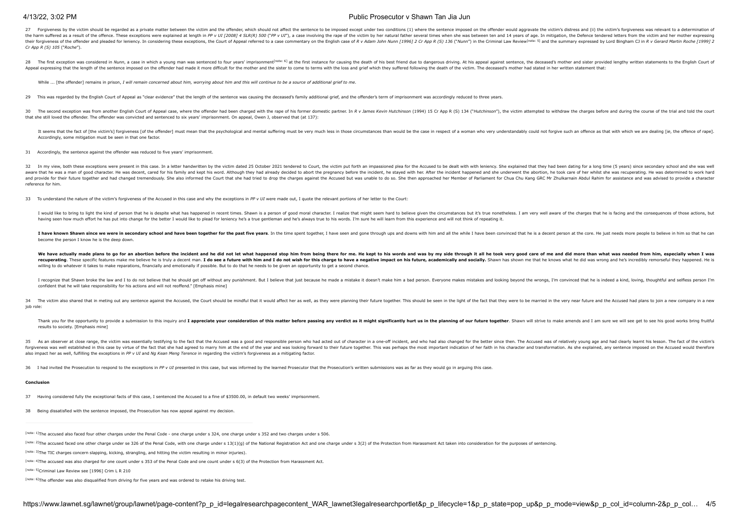27 Forgiveness by the victim should be regarded as a private matter between the victim and the offender, which should not affect the sentence to be imposed except under two conditions (1) where the sentence imposed on the offender would aggravate the victim's distress and (ii) the victim's forgiveness was relevant to a determination of the harm suffered as a result of the offence. These exceptions were explained at length in *PP v UI [2008] 4 SLR(R) 500* ("*PP v UI*"), a case involving the rape of the victim by her natural father several times when she was between ten and 14 years of age. In mitigation, the Defence tendered letters from the victim and her mother expressing their forgiveness of the offender and pleaded for leniency. In considering these exceptions, the Court of Appeal referred to a case commentary on the English case of *R v Adam John Nunn [1996] 2 Cr App R (S) 136* ("*Nunn*") in the Criminal Law Review[note: 5] and the summary expressed by Lord Bingham CJ in *R v Gerard Martin Roche [1999] 2 Cr App R (S) 105* ("*Roche*").

28 The first exception was considered in *Nunn*, a case in which a young man was sentenced to four years' imprisonment[note: 6] at the first instance for causing the death of his best friend due to dangerous driving. At his appeal against sentence, the deceased's mother and sister provided lengthy written statements to the English Court of Appeal expressing that the length of the sentence imposed on the offender had made it more difficult for the mother and the sister to come to terms with the loss and grief which they suffered following the death of the victim. The deceased's mother had stated in her written statement that:

> While ... [the offender] remains in prison, *I will remain concerned about him, worrying about him and this will continue to be a source of additional grief to me.*

29 This was regarded by the English Court of Appeal as "clear evidence" that the length of the sentence was causing the deceased's family additional grief, and the offender's term of imprisonment was accordingly reduced to three years.

30 The second exception was from another English Court of Appeal case, where the offender had been charged with the rape of his former domestic partner. In *R v James Kevin Hutchinson* (1994) 15 Cr App R (S) 134 ("*Hutchinson*"), the victim attempted to withdraw the charges before and during the course of the trial and told the court that she still loved the offender. The offender was convicted and sentenced to six years' imprisonment. On appeal, Owen J, observed that (at 137):

> It seems that the fact of [the victim's] forgiveness [of the offender] must mean that the psychological and mental suffering must be very much less in those circumstances than would be the case in respect of a woman who very understandably could not forgive such an offence as that with which we are dealing [*ie*, the offence of rape]. Accordingly, some mitigation must be seen in that one factor.

31 Accordingly, the sentence against the offender was reduced to five years' imprisonment.

32 In my view, both these exceptions were present in this case. In a letter handwritten by the victim dated 25 October 2021 tendered to Court, the victim put forth an impassioned plea for the Accused to be dealt with with leniency. She explained that they had been dating for a long time (5 years) since secondary school and she was well aware that he was a man of good character. He was decent, cared for his family and kept his word. Although they had already decided to abort the pregnancy before the incident, he stayed with her. After the incident happened and she underwent the abortion, he took care of her whilst she was recuperating. He was determined to work hard and provide for their future together and had changed tremendously. She also informed the Court that she had tried to drop the charges against the Accused but was unable to do so. She then approached her Member of Parliament for Chua Chu Kang GRC Mr Zhulkarnain Abdul Rahim for assistance and was advised to provide a character reference for him.

33 To understand the nature of the victim's forgiveness of the Accused in this case and why the exceptions in *PP v UI* were made out, I quote the relevant portions of her letter to the Court:

> I would like to bring to light the kind of person that he is despite what has happened in recent times. Shawn is a person of good moral character. I realize that might seem hard to believe given the circumstances but it's true nonetheless. I am very well aware of the charges that he is facing and the consequences of those actions, but having seen how much effort he has put into change for the better I would like to plead for leniency he's a true gentleman and he's always true to his words. I'm sure he will learn from this experience and will not think of repeating it.
>
> **I have known Shawn since we were in secondary school and have been together for the past five years**. In the time spent together, I have seen and gone through ups and downs with him and all the while I have been convinced that he is a decent person at the core. He just needs more people to believe in him so that he can become the person I know he is the deep down.
>
> **We have actually made plans to go for an abortion before the incident and he did not let what happened stop him from being there for me. He kept to his words and was by my side through it all he took very good care of me and did more than what was needed from him, especially when I was recuperating**. These specific features make me believe he is truly a decent man. **I do see a future with him and I do not wish for this charge to have a negative impact on his future, academically and socially.** Shawn has shown me that he knows what he did was wrong and he's incredibly remorseful they happened. He is willing to do whatever it takes to make reparations, financially and emotionally if possible. But to do that he needs to be given an opportunity to get a second chance.
>
> I recognize that Shawn broke the law and I to do not believe that he should get off without any punishment. But I believe that just because he made a mistake it doesn't make him a bad person. Everyone makes mistakes and looking beyond the wrongs, I'm convinced that he is indeed a kind, loving, thoughtful and selfless person I'm confident that he will take responsibility for his actions and will not reoffend." [Emphasis mine]

34 The victim also shared that in meting out any sentence against the Accused, the Court should be mindful that it would affect her as well, as they were planning their future together. This should be seen in the light of the fact that they were to be married in the very near future and the Accused had plans to join a new company in a new job role:

> Thank you for the opportunity to provide a submission to this inquiry and **I appreciate your consideration of this matter before passing any verdict as it might significantly hurt us in the planning of our future together**. Shawn will strive to make amends and I am sure we will see get to see his good works bring fruitful results to society. [Emphasis mine]

35 As an observer at close range, the victim was essentially testifying to the fact that the Accused was a good and responsible person who had acted out of character in a one-off incident, and who had also changed for the better since then. The Accused was of relatively young age and had clearly learnt his lesson. The fact of the victim's forgiveness was well established in this case by virtue of the fact that she had agreed to marry him at the end of the year and was looking forward to their future together. This was perhaps the most important indication of her faith in his character and transformation. As she explained, any sentence imposed on the Accused would therefore also impact her as well, fulfilling the exceptions in *PP v UI* and *Ng Kean Meng Terence* in regarding the victim's forgiveness as a mitigating factor.

36 I had invited the Prosecution to respond to the exceptions in *PP v UI* presented in this case, but was informed by the learned Prosecutor that the Prosecution's written submissions was as far as they would go in arguing this case.

**Conclusion**

37 Having considered fully the exceptional facts of this case, I sentenced the Accused to a fine of $3500.00, in default two weeks' imprisonment.

38 Being dissatisfied with the sentence imposed, the Prosecution has now appeal against my decision.

---

[note: 1]The accused also faced four other charges under the Penal Code - one charge under s 324, one charge under s 352 and two charges under s 506.

[note: 2]The accused faced one other charge under se 326 of the Penal Code, with one charge under s 13(1)(g) of the National Registration Act and one charge under s 3(2) of the Protection from Harassment Act taken into consideration for the purposes of sentencing.

[note: 3]The TIC charges concern slapping, kicking, strangling, and hitting the victim resulting in minor injuries).

[note: 4]The accused was also charged for one count under s 353 of the Penal Code and one count under s 6(3) of the Protection from Harassment Act.

[note: 5]Criminal Law Review see [1996] Crim L R 210

[note: 6]The offender was also disqualified from driving for five years and was ordered to retake his driving test.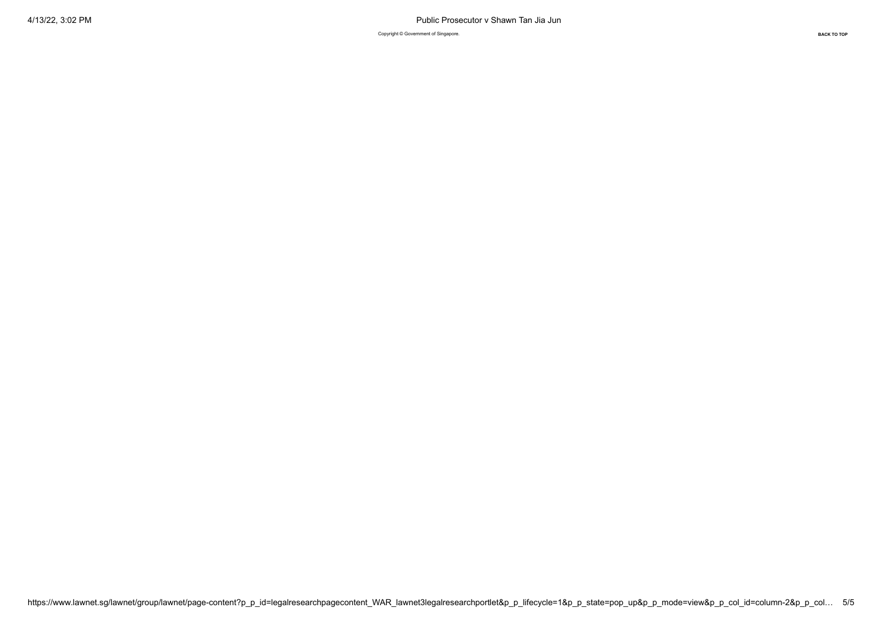Copyright © Government of Singapore.

BACK TO TOP